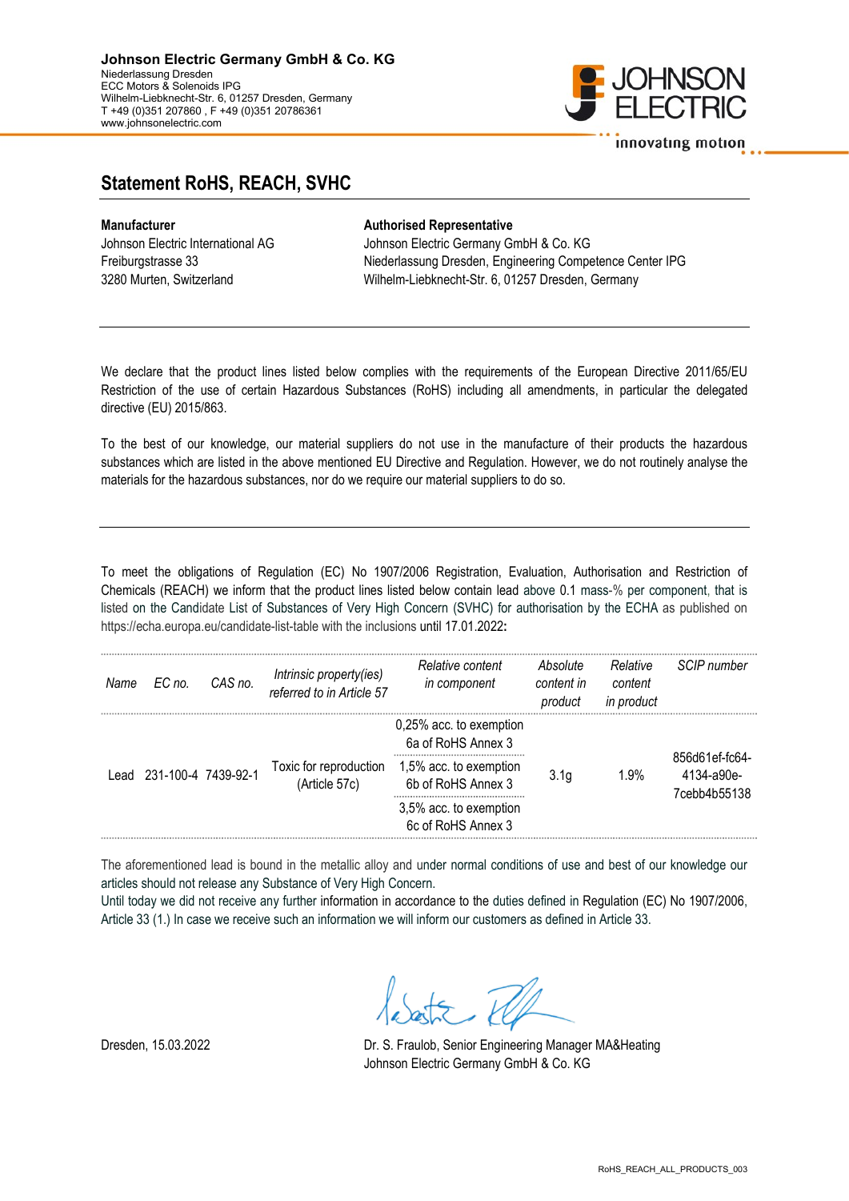**Johnson Electric Germany GmbH & Co. KG**
Niederlassung Dresden
ECC Motors & Solenoids IPG
Wilhelm-Liebknecht-Str. 6, 01257 Dresden, Germany
T +49 (0)351 207860 , F +49 (0)351 20786361
www.johnsonelectric.com

JOHNSON ELECTRIC
innovating motion

# Statement RoHS, REACH, SVHC

**Manufacturer**
Johnson Electric International AG
Freiburgstrasse 33
3280 Murten, Switzerland

**Authorised Representative**
Johnson Electric Germany GmbH & Co. KG
Niederlassung Dresden, Engineering Competence Center IPG
Wilhelm-Liebknecht-Str. 6, 01257 Dresden, Germany

---

We declare that the product lines listed below complies with the requirements of the European Directive 2011/65/EU Restriction of the use of certain Hazardous Substances (RoHS) including all amendments, in particular the delegated directive (EU) 2015/863.

To the best of our knowledge, our material suppliers do not use in the manufacture of their products the hazardous substances which are listed in the above mentioned EU Directive and Regulation. However, we do not routinely analyse the materials for the hazardous substances, nor do we require our material suppliers to do so.

---

To meet the obligations of Regulation (EC) No 1907/2006 Registration, Evaluation, Authorisation and Restriction of Chemicals (REACH) we inform that the product lines listed below contain lead above 0.1 mass-% per component, that is listed on the Candidate List of Substances of Very High Concern (SVHC) for authorisation by the ECHA as published on https://echa.europa.eu/candidate-list-table with the inclusions until 17.01.2022**:**

| *Name* | *EC no.* | *CAS no.* | *Intrinsic property(ies) referred to in Article 57* | *Relative content in component* | *Absolute content in product* | *Relative content in product* | *SCIP number* |
|---|---|---|---|---|---|---|---|
| Lead | 231-100-4 | 7439-92-1 | Toxic for reproduction (Article 57c) | 0,25% acc. to exemption 6a of RoHS Annex 3 | 3.1g | 1.9% | 856d61ef-fc64-4134-a90e-7cebb4b55138 |
| | | | | 1,5% acc. to exemption 6b of RoHS Annex 3 | | | |
| | | | | 3,5% acc. to exemption 6c of RoHS Annex 3 | | | |

The aforementioned lead is bound in the metallic alloy and under normal conditions of use and best of our knowledge our articles should not release any Substance of Very High Concern.
Until today we did not receive any further information in accordance to the duties defined in Regulation (EC) No 1907/2006, Article 33 (1.) In case we receive such an information we will inform our customers as defined in Article 33.

Dresden, 15.03.2022

Dr. S. Fraulob, Senior Engineering Manager MA&Heating
Johnson Electric Germany GmbH & Co. KG

RoHS_REACH_ALL_PRODUCTS_003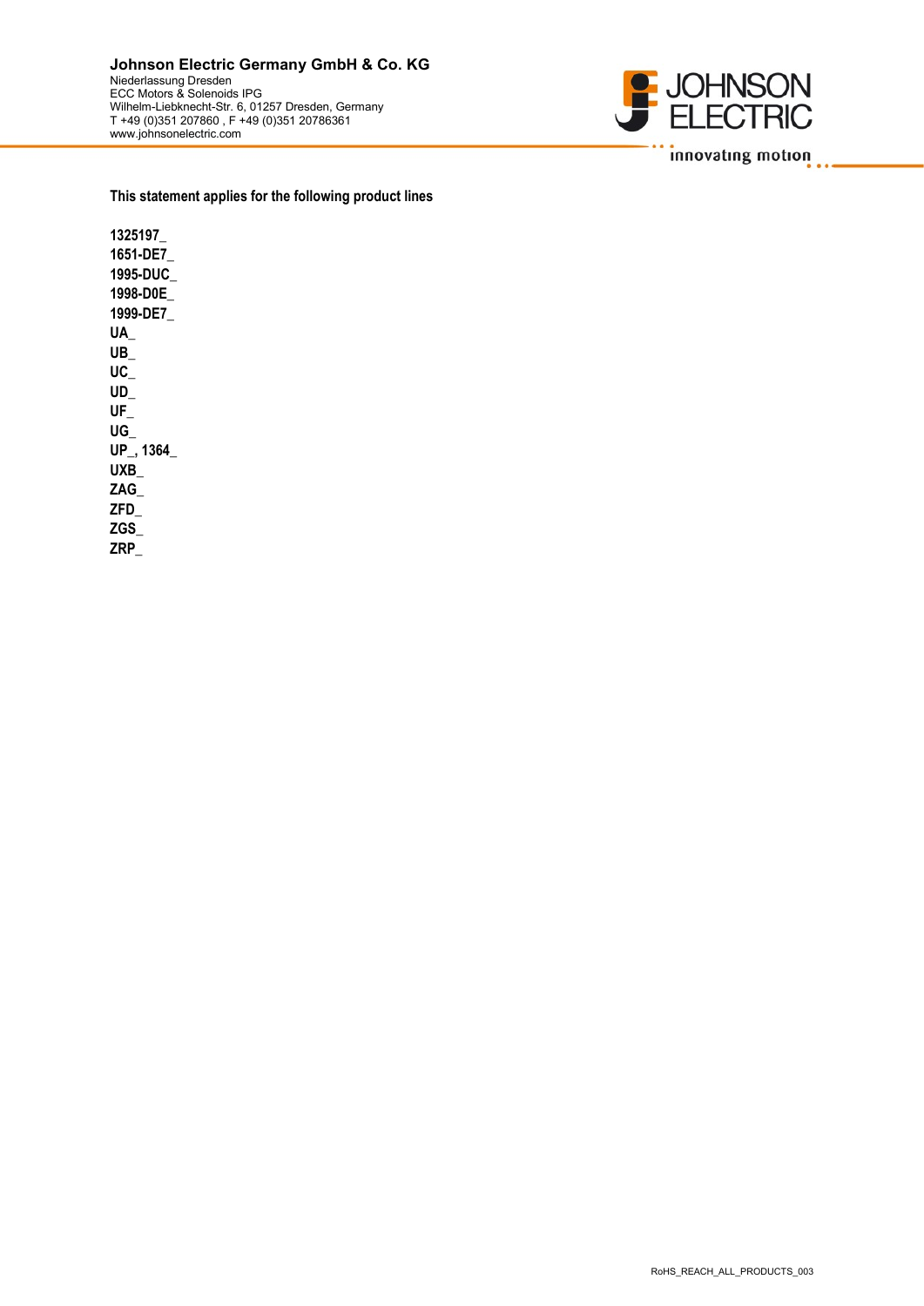**This statement applies for the following product lines**

**1325197_**
**1651-DE7_**
**1995-DUC_**
**1998-D0E_**
**1999-DE7_**
**UA_**
**UB_**
**UC_**
**UD_**
**UF_**
**UG_**
**UP_, 1364_**
**UXB_**
**ZAG_**
**ZFD_**
**ZGS_**
**ZRP_**